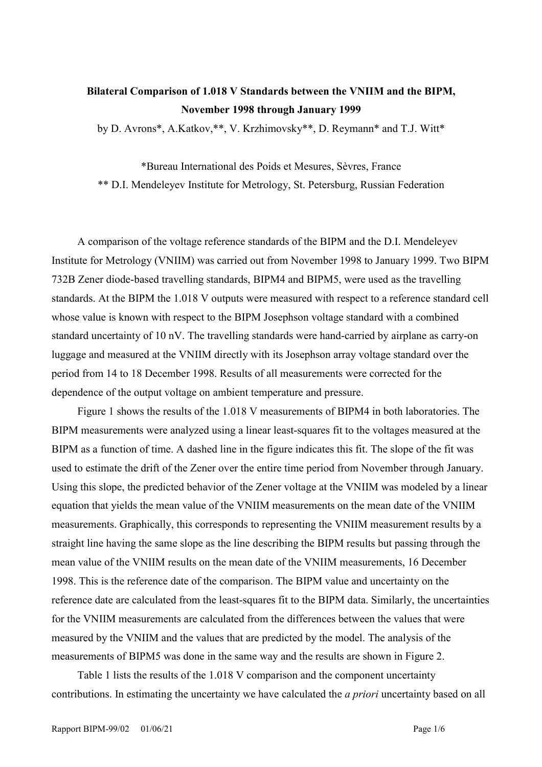**Bilateral Comparison of 1.018 V Standards between the VNIIM and the BIPM, November 1998 through January 1999**

by D. Avrons*, A.Katkov,**, V. Krzhimovsky**, D. Reymann* and T.J. Witt*

*Bureau International des Poids et Mesures, Sèvres, France

** D.I. Mendeleyev Institute for Metrology, St. Petersburg, Russian Federation

A comparison of the voltage reference standards of the BIPM and the D.I. Mendeleyev Institute for Metrology (VNIIM) was carried out from November 1998 to January 1999. Two BIPM 732B Zener diode-based travelling standards, BIPM4 and BIPM5, were used as the travelling standards. At the BIPM the 1.018 V outputs were measured with respect to a reference standard cell whose value is known with respect to the BIPM Josephson voltage standard with a combined standard uncertainty of 10 nV. The travelling standards were hand-carried by airplane as carry-on luggage and measured at the VNIIM directly with its Josephson array voltage standard over the period from 14 to 18 December 1998. Results of all measurements were corrected for the dependence of the output voltage on ambient temperature and pressure.

Figure 1 shows the results of the 1.018 V measurements of BIPM4 in both laboratories. The BIPM measurements were analyzed using a linear least-squares fit to the voltages measured at the BIPM as a function of time. A dashed line in the figure indicates this fit. The slope of the fit was used to estimate the drift of the Zener over the entire time period from November through January. Using this slope, the predicted behavior of the Zener voltage at the VNIIM was modeled by a linear equation that yields the mean value of the VNIIM measurements on the mean date of the VNIIM measurements. Graphically, this corresponds to representing the VNIIM measurement results by a straight line having the same slope as the line describing the BIPM results but passing through the mean value of the VNIIM results on the mean date of the VNIIM measurements, 16 December 1998. This is the reference date of the comparison. The BIPM value and uncertainty on the reference date are calculated from the least-squares fit to the BIPM data. Similarly, the uncertainties for the VNIIM measurements are calculated from the differences between the values that were measured by the VNIIM and the values that are predicted by the model. The analysis of the measurements of BIPM5 was done in the same way and the results are shown in Figure 2.

Table 1 lists the results of the 1.018 V comparison and the component uncertainty contributions. In estimating the uncertainty we have calculated the *a priori* uncertainty based on all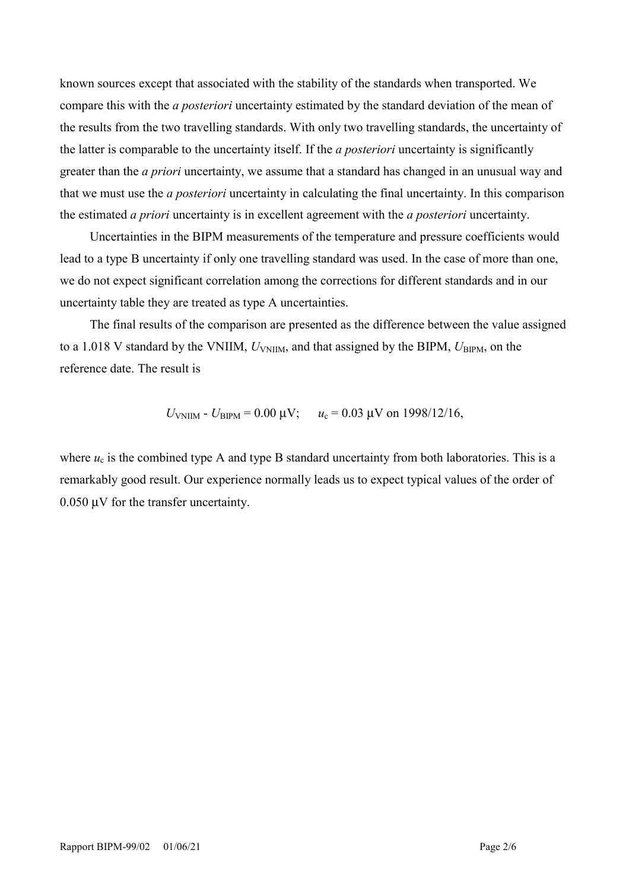known sources except that associated with the stability of the standards when transported. We compare this with the *a posteriori* uncertainty estimated by the standard deviation of the mean of the results from the two travelling standards. With only two travelling standards, the uncertainty of the latter is comparable to the uncertainty itself. If the *a posteriori* uncertainty is significantly greater than the *a priori* uncertainty, we assume that a standard has changed in an unusual way and that we must use the *a posteriori* uncertainty in calculating the final uncertainty. In this comparison the estimated *a priori* uncertainty is in excellent agreement with the *a posteriori* uncertainty.

Uncertainties in the BIPM measurements of the temperature and pressure coefficients would lead to a type B uncertainty if only one travelling standard was used. In the case of more than one, we do not expect significant correlation among the corrections for different standards and in our uncertainty table they are treated as type A uncertainties.

The final results of the comparison are presented as the difference between the value assigned to a 1.018 V standard by the VNIIM, $U_{\mathrm{VNIIM}}$, and that assigned by the BIPM, $U_{\mathrm{BIPM}}$, on the reference date. The result is

$$U_{\mathrm{VNIIM}} - U_{\mathrm{BIPM}} = 0.00\ \mu\mathrm{V}; \qquad u_{\mathrm{c}} = 0.03\ \mu\mathrm{V} \text{ on } 1998/12/16,$$

where $u_{\mathrm{c}}$ is the combined type A and type B standard uncertainty from both laboratories. This is a remarkably good result. Our experience normally leads us to expect typical values of the order of 0.050 µV for the transfer uncertainty.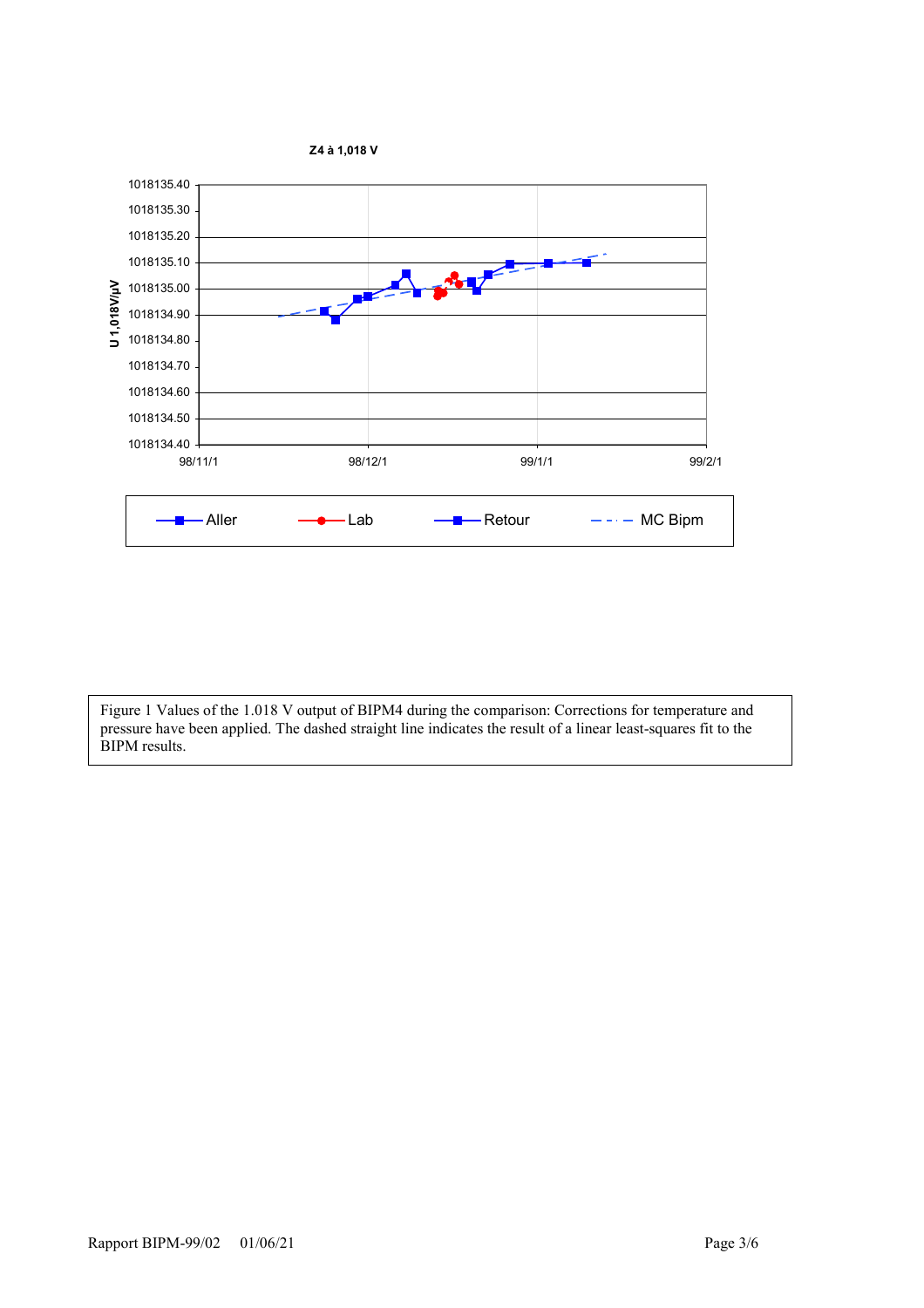Figure 1 Values of the 1.018 V output of BIPM4 during the comparison: Corrections for temperature and pressure have been applied. The dashed straight line indicates the result of a linear least-squares fit to the BIPM results.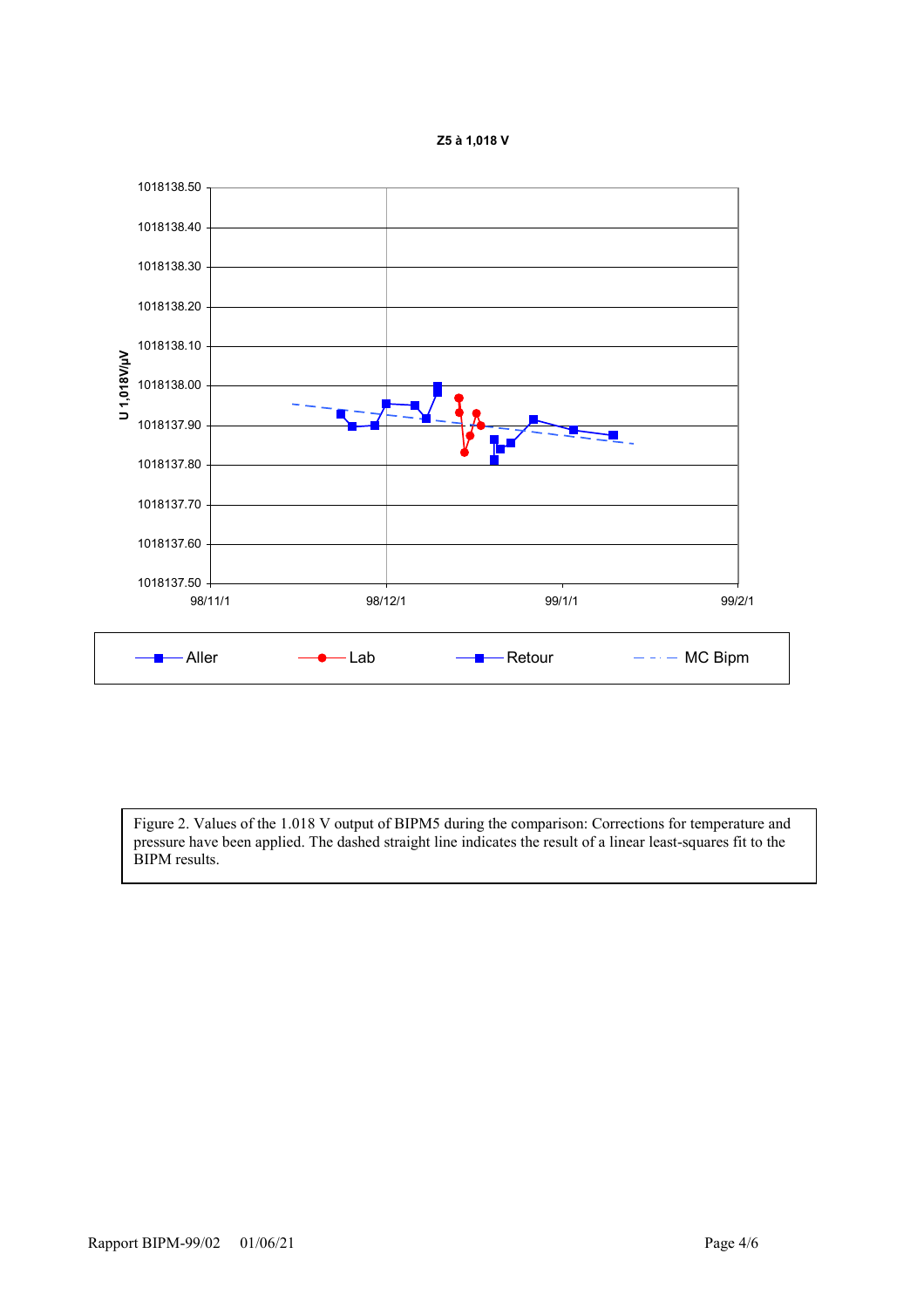Z5 à 1,018 V

U 1,018V/µV

| | |
|---|---|
| 1018138.50 | |
| 1018138.40 | |
| 1018138.30 | |
| 1018138.20 | |
| 1018138.10 | |
| 1018138.00 | |
| 1018137.90 | |
| 1018137.80 | |
| 1018137.70 | |
| 1018137.60 | |
| 1018137.50 | |

98/11/1 98/12/1 99/1/1 99/2/1

Aller Lab Retour MC Bipm

Figure 2. Values of the 1.018 V output of BIPM5 during the comparison: Corrections for temperature and pressure have been applied. The dashed straight line indicates the result of a linear least-squares fit to the BIPM results.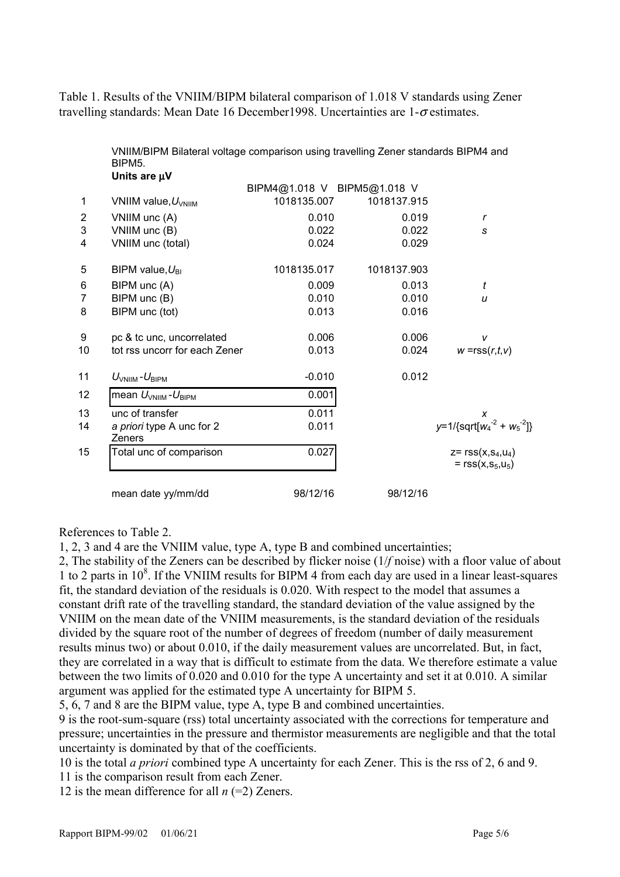Table 1. Results of the VNIIM/BIPM bilateral comparison of 1.018 V standards using Zener travelling standards: Mean Date 16 December1998. Uncertainties are 1-$\sigma$ estimates.

VNIIM/BIPM Bilateral voltage comparison using travelling Zener standards BIPM4 and BIPM5.

**Units are µV**

| | | BIPM4@1.018 V | BIPM5@1.018 V | |
|---|---|---|---|---|
| 1 | VNIIM value, $U_{VNIIM}$ | 1018135.007 | 1018137.915 | |
| 2 | VNIIM unc (A) | 0.010 | 0.019 | $r$ |
| 3 | VNIIM unc (B) | 0.022 | 0.022 | $s$ |
| 4 | VNIIM unc (total) | 0.024 | 0.029 | |
| 5 | BIPM value, $U_{BI}$ | 1018135.017 | 1018137.903 | |
| 6 | BIPM unc (A) | 0.009 | 0.013 | $t$ |
| 7 | BIPM unc (B) | 0.010 | 0.010 | $u$ |
| 8 | BIPM unc (tot) | 0.013 | 0.016 | |
| 9 | pc & tc unc, uncorrelated | 0.006 | 0.006 | $v$ |
| 10 | tot rss uncorr for each Zener | 0.013 | 0.024 | $w = \text{rss}(r,t,v)$ |
| 11 | $U_{VNIIM} - U_{BIPM}$ | -0.010 | 0.012 | |
| 12 | mean $U_{VNIIM} - U_{BIPM}$ | 0.001 | | |
| 13 | unc of transfer | 0.011 | | $x$ |
| 14 | *a priori* type A unc for 2 Zeners | 0.011 | | $y=1/\{\text{sqrt}[w_4^{-2} + w_5^{-2}]\}$ |
| 15 | Total unc of comparison | 0.027 | | $z = \text{rss}(x,s_4,u_4) = \text{rss}(x,s_5,u_5)$ |
| | mean date yy/mm/dd | 98/12/16 | 98/12/16 | |

References to Table 2.

1, 2, 3 and 4 are the VNIIM value, type A, type B and combined uncertainties;

2, The stability of the Zeners can be described by flicker noise (1/*f* noise) with a floor value of about 1 to 2 parts in $10^8$. If the VNIIM results for BIPM 4 from each day are used in a linear least-squares fit, the standard deviation of the residuals is 0.020. With respect to the model that assumes a constant drift rate of the travelling standard, the standard deviation of the value assigned by the VNIIM on the mean date of the VNIIM measurements, is the standard deviation of the residuals divided by the square root of the number of degrees of freedom (number of daily measurement results minus two) or about 0.010, if the daily measurement values are uncorrelated. But, in fact, they are correlated in a way that is difficult to estimate from the data. We therefore estimate a value between the two limits of 0.020 and 0.010 for the type A uncertainty and set it at 0.010. A similar argument was applied for the estimated type A uncertainty for BIPM 5.

5, 6, 7 and 8 are the BIPM value, type A, type B and combined uncertainties.

9 is the root-sum-square (rss) total uncertainty associated with the corrections for temperature and pressure; uncertainties in the pressure and thermistor measurements are negligible and that the total uncertainty is dominated by that of the coefficients.

10 is the total *a priori* combined type A uncertainty for each Zener. This is the rss of 2, 6 and 9.

11 is the comparison result from each Zener.

12 is the mean difference for all $n$ (=2) Zeners.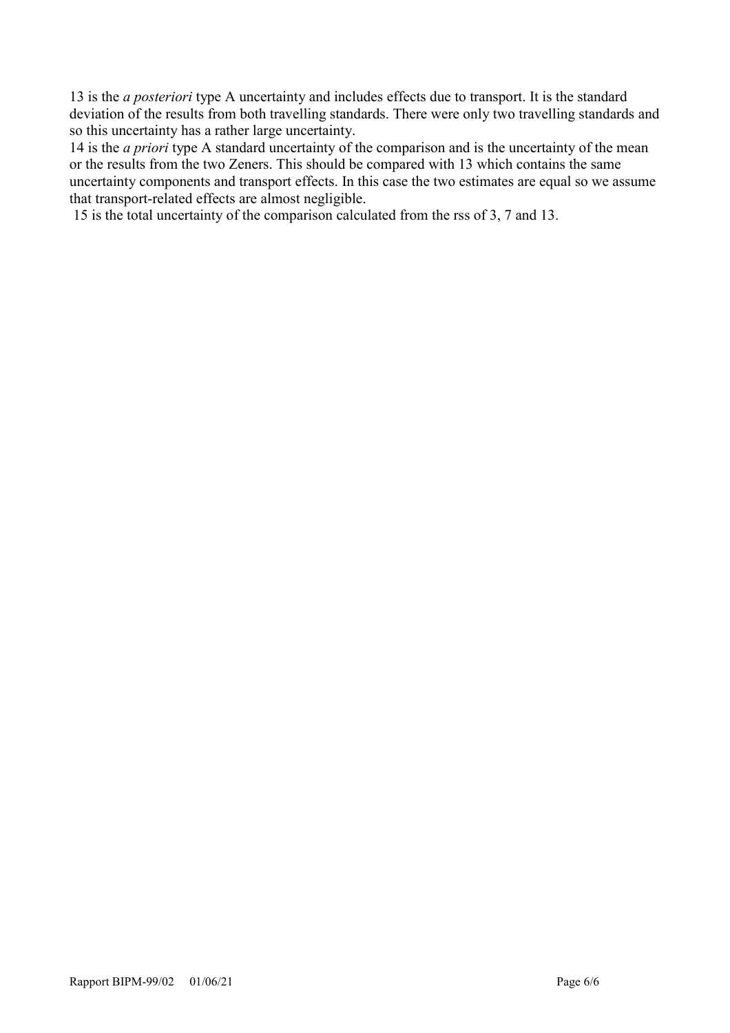13 is the *a posteriori* type A uncertainty and includes effects due to transport. It is the standard deviation of the results from both travelling standards. There were only two travelling standards and so this uncertainty has a rather large uncertainty.

14 is the *a priori* type A standard uncertainty of the comparison and is the uncertainty of the mean or the results from the two Zeners. This should be compared with 13 which contains the same uncertainty components and transport effects. In this case the two estimates are equal so we assume that transport-related effects are almost negligible.

15 is the total uncertainty of the comparison calculated from the rss of 3, 7 and 13.